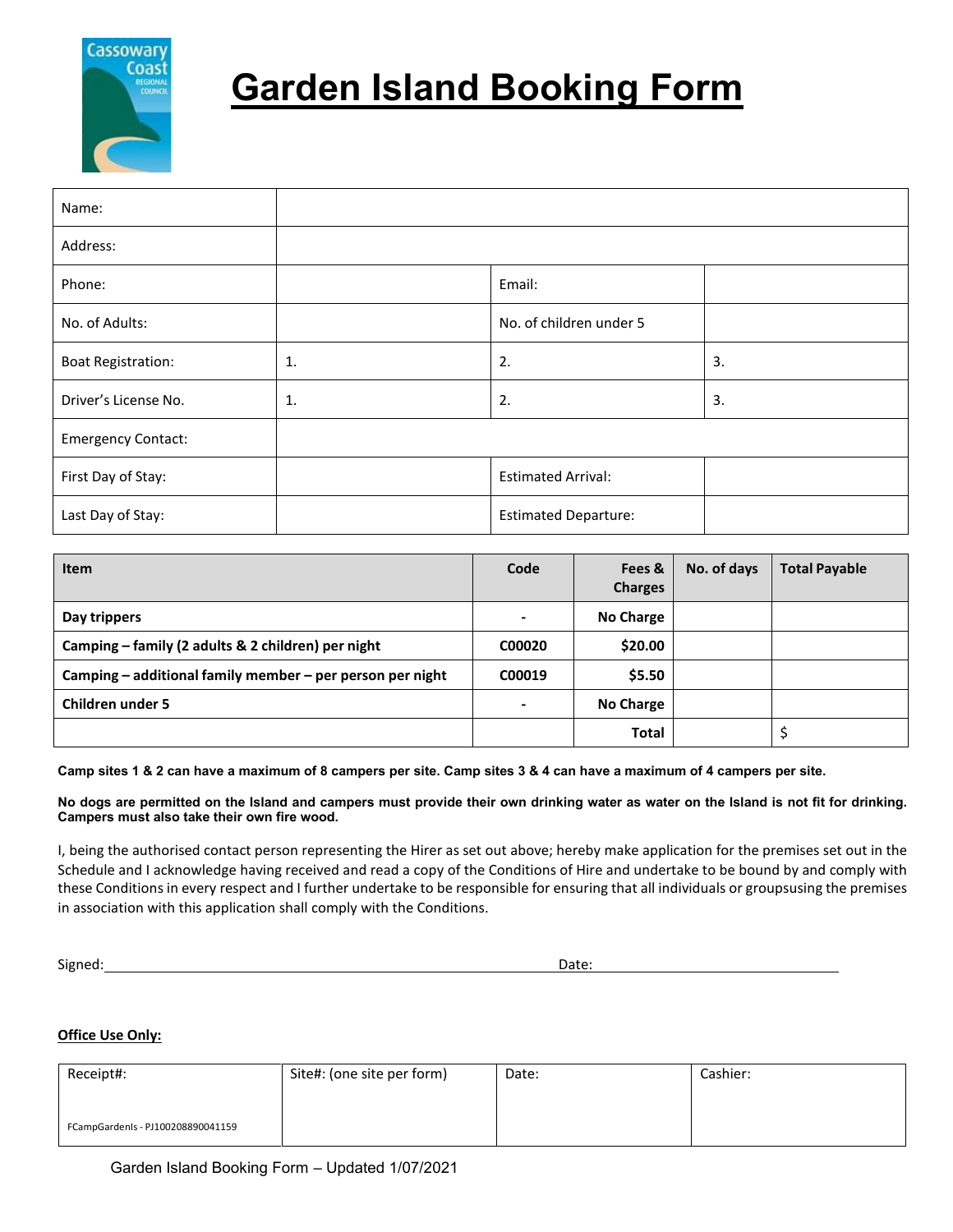# Garden Island Booking Form

| Name: | | | |
|---|---|---|---|
| Address: | | | |
| Phone: | | Email: | |
| No. of Adults: | | No. of children under 5 | |
| Boat Registration: | 1. | 2. | 3. |
| Driver's License No. | 1. | 2. | 3. |
| Emergency Contact: | | | |
| First Day of Stay: | | Estimated Arrival: | |
| Last Day of Stay: | | Estimated Departure: | |

| Item | Code | Fees & Charges | No. of days | Total Payable |
|---|---|---|---|---|
| **Day trippers** | **-** | **No Charge** | | |
| **Camping – family (2 adults & 2 children) per night** | **C00020** | **$20.00** | | |
| **Camping – additional family member – per person per night** | **C00019** | **$5.50** | | |
| **Children under 5** | **-** | **No Charge** | | |
| | | **Total** | | $ |

**Camp sites 1 & 2 can have a maximum of 8 campers per site. Camp sites 3 & 4 can have a maximum of 4 campers per site.**

**No dogs are permitted on the Island and campers must provide their own drinking water as water on the Island is not fit for drinking. Campers must also take their own fire wood.**

I, being the authorised contact person representing the Hirer as set out above; hereby make application for the premises set out in the Schedule and I acknowledge having received and read a copy of the Conditions of Hire and undertake to be bound by and comply with these Conditions in every respect and I further undertake to be responsible for ensuring that all individuals or groupsusing the premises in association with this application shall comply with the Conditions.

Signed:\_\_\_\_\_\_\_\_\_\_\_\_\_\_\_\_\_\_\_\_\_\_\_\_\_\_\_\_\_\_\_\_ Date:\_\_\_\_\_\_\_\_\_\_\_\_\_\_\_\_\_\_\_\_

**Office Use Only:**

| Receipt#: FCampGardenIs - PJ100208890041159 | Site#: (one site per form) | Date: | Cashier: |
|---|---|---|---|
| | | | |

Garden Island Booking Form – Updated 1/07/2021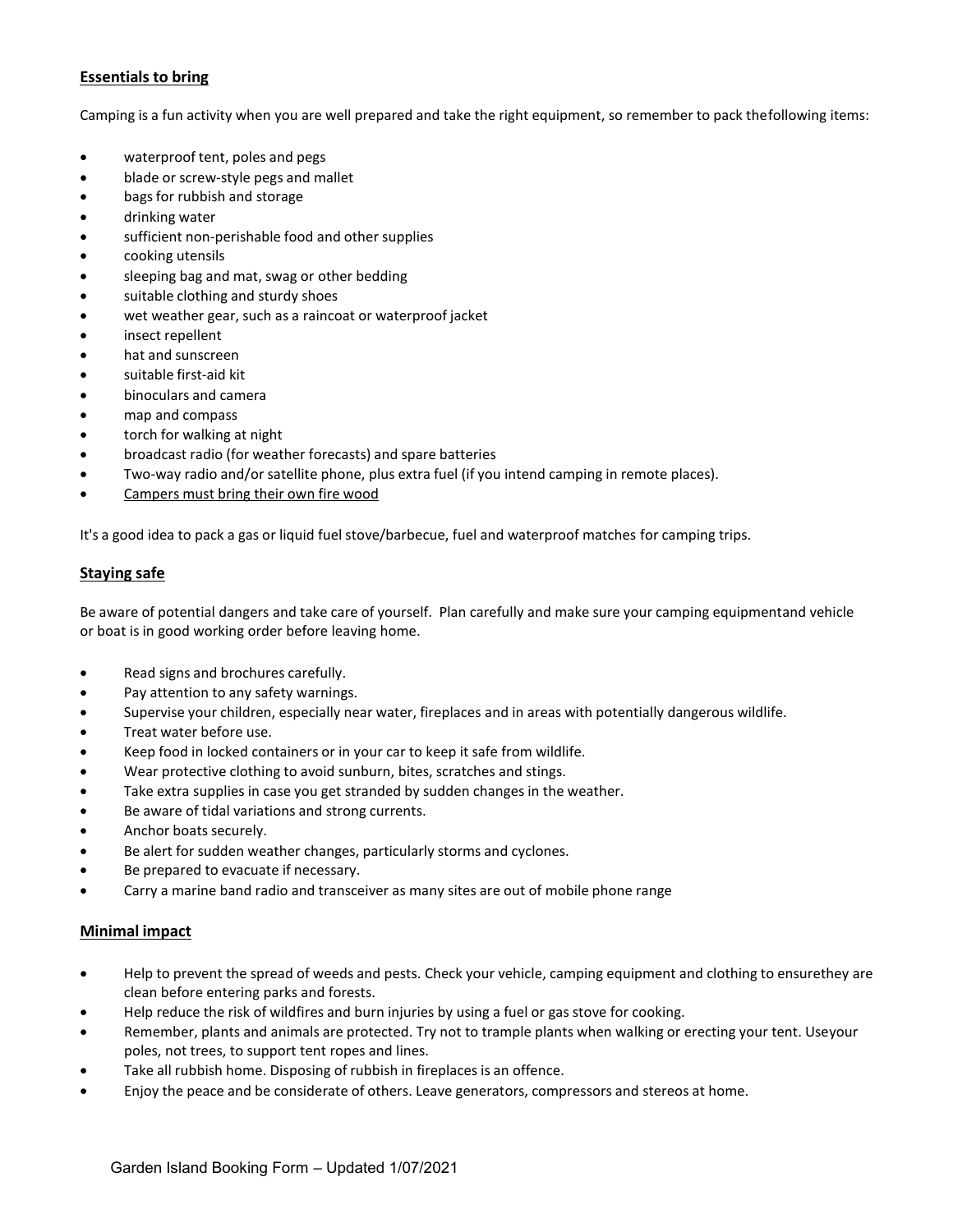## Essentials to bring

Camping is a fun activity when you are well prepared and take the right equipment, so remember to pack thefollowing items:

- waterproof tent, poles and pegs
- blade or screw-style pegs and mallet
- bags for rubbish and storage
- drinking water
- sufficient non-perishable food and other supplies
- cooking utensils
- sleeping bag and mat, swag or other bedding
- suitable clothing and sturdy shoes
- wet weather gear, such as a raincoat or waterproof jacket
- insect repellent
- hat and sunscreen
- suitable first-aid kit
- binoculars and camera
- map and compass
- torch for walking at night
- broadcast radio (for weather forecasts) and spare batteries
- Two-way radio and/or satellite phone, plus extra fuel (if you intend camping in remote places).
- <u>Campers must bring their own fire wood</u>

It's a good idea to pack a gas or liquid fuel stove/barbecue, fuel and waterproof matches for camping trips.

## Staying safe

Be aware of potential dangers and take care of yourself. Plan carefully and make sure your camping equipmentand vehicle or boat is in good working order before leaving home.

- Read signs and brochures carefully.
- Pay attention to any safety warnings.
- Supervise your children, especially near water, fireplaces and in areas with potentially dangerous wildlife.
- Treat water before use.
- Keep food in locked containers or in your car to keep it safe from wildlife.
- Wear protective clothing to avoid sunburn, bites, scratches and stings.
- Take extra supplies in case you get stranded by sudden changes in the weather.
- Be aware of tidal variations and strong currents.
- Anchor boats securely.
- Be alert for sudden weather changes, particularly storms and cyclones.
- Be prepared to evacuate if necessary.
- Carry a marine band radio and transceiver as many sites are out of mobile phone range

## Minimal impact

- Help to prevent the spread of weeds and pests. Check your vehicle, camping equipment and clothing to ensurethey are clean before entering parks and forests.
- Help reduce the risk of wildfires and burn injuries by using a fuel or gas stove for cooking.
- Remember, plants and animals are protected. Try not to trample plants when walking or erecting your tent. Useyour poles, not trees, to support tent ropes and lines.
- Take all rubbish home. Disposing of rubbish in fireplaces is an offence.
- Enjoy the peace and be considerate of others. Leave generators, compressors and stereos at home.